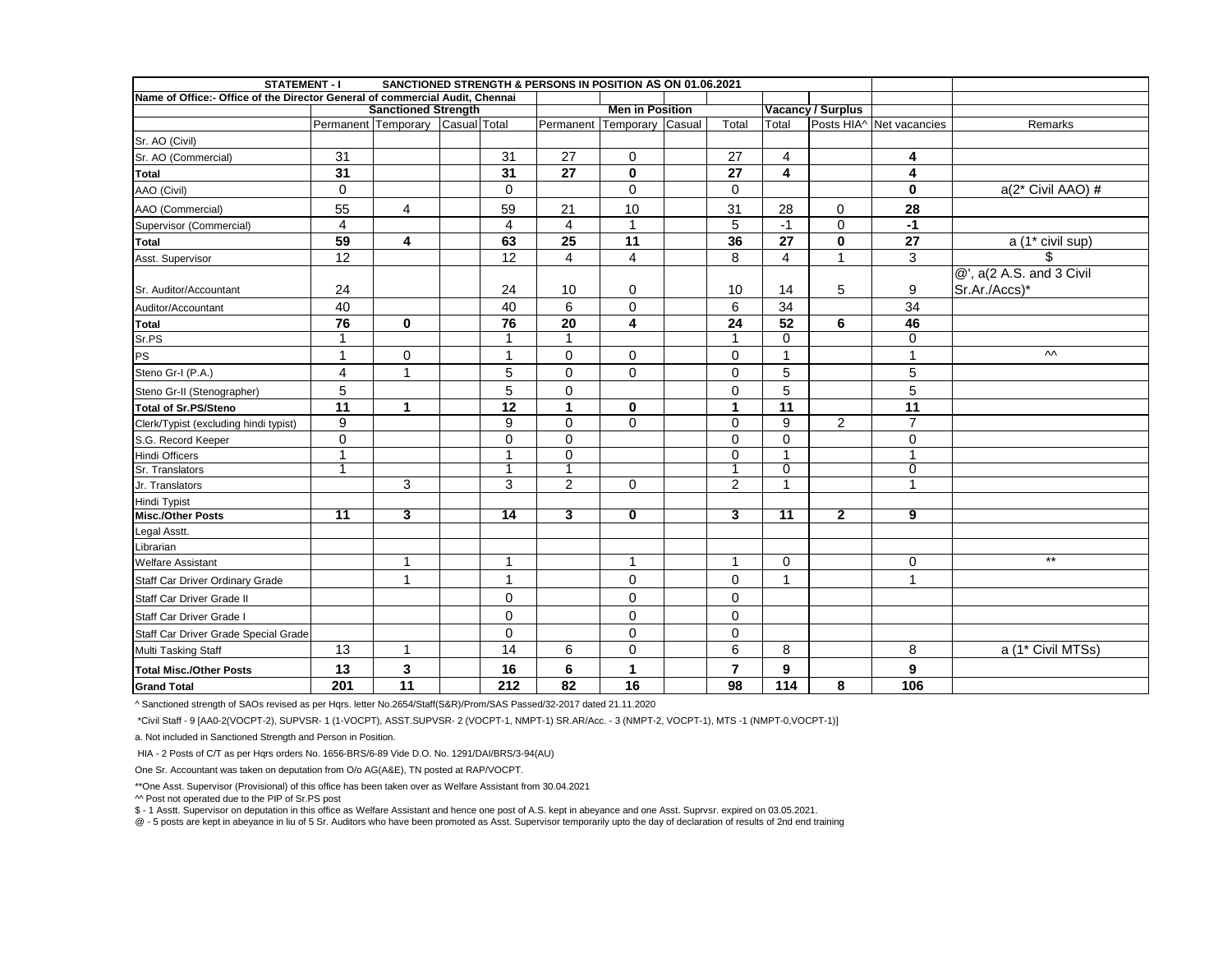| STATEMENT - I SANCTIONED STRENGTH & PERSONS IN POSITION AS ON 01.06.2021 | | | | | | | | | | | | | |
|---|---|---|---|---|---|---|---|---|---|---|---|---|---|
| Name of Office:- Office of the Director General of commercial Audit, Chennai | | | | | | | | | | | | | |
| | Sanctioned Strength | | | | Men in Position | | | | Vacancy / Surplus | | | | |
| | Permanent | Temporary | Casual | Total | Permanent | Temporary | Casual | Total | Total | Posts HIA^ | Net vacancies | Remarks |
| Sr. AO (Civil) | | | | | | | | | | | | |
| Sr. AO (Commercial) | 31 | | | 31 | 27 | 0 | | 27 | 4 | | 4 | |
| **Total** | **31** | | | **31** | **27** | **0** | | **27** | **4** | | **4** | |
| AAO (Civil) | 0 | | | 0 | | 0 | | 0 | | | **0** | a(2* Civil AAO) **#** |
| AAO (Commercial) | 55 | 4 | | 59 | 21 | 10 | | 31 | 28 | 0 | **28** | |
| Supervisor (Commercial) | 4 | | | 4 | 4 | 1 | | 5 | -1 | 0 | **-1** | |
| **Total** | **59** | **4** | | **63** | **25** | **11** | | **36** | **27** | **0** | **27** | a (1* civil sup) |
| Asst. Supervisor | 12 | | | 12 | 4 | 4 | | 8 | 4 | 1 | 3 | $ |
| Sr. Auditor/Accountant | 24 | | | 24 | 10 | 0 | | 10 | 14 | 5 | 9 | @', a(2 A.S. and 3 Civil Sr.Ar./Accs)* |
| Auditor/Accountant | 40 | | | 40 | 6 | 0 | | 6 | 34 | | 34 | |
| **Total** | **76** | **0** | | **76** | **20** | **4** | | **24** | **52** | **6** | **46** | |
| Sr.PS | 1 | | | 1 | 1 | | | 1 | 0 | | 0 | |
| PS | 1 | 0 | | 1 | 0 | 0 | | 0 | 1 | | 1 | ^^ |
| Steno Gr-I (P.A.) | 4 | 1 | | 5 | 0 | 0 | | 0 | 5 | | 5 | |
| Steno Gr-II (Stenographer) | 5 | | | 5 | 0 | | | 0 | 5 | | 5 | |
| **Total of Sr.PS/Steno** | **11** | **1** | | **12** | **1** | **0** | | **1** | **11** | | **11** | |
| Clerk/Typist (excluding hindi typist) | 9 | | | 9 | 0 | 0 | | 0 | 9 | 2 | 7 | |
| S.G. Record Keeper | 0 | | | 0 | 0 | | | 0 | 0 | | 0 | |
| Hindi Officers | 1 | | | 1 | 0 | | | 0 | 1 | | 1 | |
| Sr. Translators | 1 | | | 1 | 1 | | | 1 | 0 | | 0 | |
| Jr. Translators | | 3 | | 3 | 2 | 0 | | 2 | 1 | | 1 | |
| Hindi Typist | | | | | | | | | | | | |
| **Misc./Other Posts** | **11** | **3** | | **14** | **3** | **0** | | **3** | **11** | **2** | **9** | |
| Legal Asstt. | | | | | | | | | | | | |
| Librarian | | | | | | | | | | | | |
| Welfare Assistant | | 1 | | 1 | | 1 | | 1 | 0 | | 0 | ** |
| Staff Car Driver Ordinary Grade | | 1 | | 1 | | 0 | | 0 | 1 | | 1 | |
| Staff Car Driver Grade II | | | | 0 | | 0 | | 0 | | | | |
| Staff Car Driver Grade I | | | | 0 | | 0 | | 0 | | | | |
| Staff Car Driver Grade Special Grade | | | | 0 | | 0 | | 0 | | | | |
| Multi Tasking Staff | 13 | 1 | | 14 | 6 | 0 | | 6 | 8 | | 8 | a (1* Civil MTSs) |
| **Total Misc./Other Posts** | **13** | **3** | | **16** | **6** | **1** | | **7** | **9** | | **9** | |
| **Grand Total** | **201** | **11** | | **212** | **82** | **16** | | **98** | **114** | **8** | **106** | |

^ Sanctioned strength of SAOs revised as per Hqrs. letter No.2654/Staff(S&R)/Prom/SAS Passed/32-2017 dated 21.11.2020

*Civil Staff - 9 [AA0-2(VOCPT-2), SUPVSR- 1 (1-VOCPT), ASST.SUPVSR- 2 (VOCPT-1, NMPT-1) SR.AR/Acc. - 3 (NMPT-2, VOCPT-1), MTS -1 (NMPT-0,VOCPT-1)]

a. Not included in Sanctioned Strength and Person in Position.

HIA - 2 Posts of C/T as per Hqrs orders No. 1656-BRS/6-89 Vide D.O. No. 1291/DAI/BRS/3-94(AU)

One Sr. Accountant was taken on deputation from O/o AG(A&E), TN posted at RAP/VOCPT.

**One Asst. Supervisor (Provisional) of this office has been taken over as Welfare Assistant from 30.04.2021

^^ Post not operated due to the PIP of Sr.PS post

$ - 1 Asstt. Supervisor on deputation in this office as Welfare Assistant and hence one post of A.S. kept in abeyance and one Asst. Suprvsr. expired on 03.05.2021.

@ - 5 posts are kept in abeyance in liu of 5 Sr. Auditors who have been promoted as Asst. Supervisor temporarily upto the day of declaration of results of 2nd end training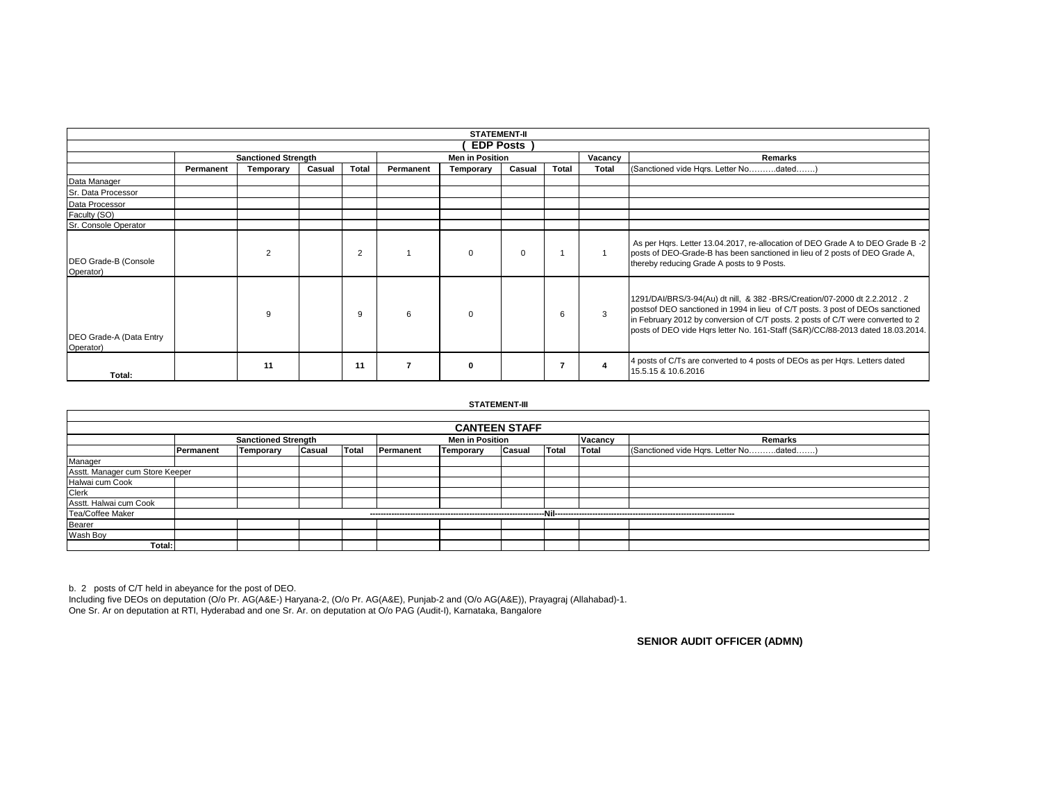## STATEMENT-II

### ( EDP Posts )

| | Sanctioned Strength | | | | Men in Position | | | | Vacancy | Remarks |
|---|---|---|---|---|---|---|---|---|---|---|
| | Permanent | Temporary | Casual | Total | Permanent | Temporary | Casual | Total | Total | (Sanctioned vide Hqrs. Letter No……….dated…….) |
| Data Manager | | | | | | | | | | |
| Sr. Data Processor | | | | | | | | | | |
| Data Processor | | | | | | | | | | |
| Faculty (SO) | | | | | | | | | | |
| Sr. Console Operator | | | | | | | | | | |
| DEO Grade-B (Console Operator) | | 2 | | 2 | 1 | 0 | 0 | 1 | 1 | As per Hqrs. Letter 13.04.2017, re-allocation of DEO Grade A to DEO Grade B -2 posts of DEO-Grade-B has been sanctioned in lieu of 2 posts of DEO Grade A, thereby reducing Grade A posts to 9 Posts. |
| DEO Grade-A (Data Entry Operator) | | 9 | | 9 | 6 | 0 | | 6 | 3 | 1291/DAI/BRS/3-94(Au) dt nill, & 382 -BRS/Creation/07-2000 dt 2.2.2012 . 2 postsof DEO sanctioned in 1994 in lieu of C/T posts. 3 post of DEOs sanctioned in February 2012 by conversion of C/T posts. 2 posts of C/T were converted to 2 posts of DEO vide Hqrs letter No. 161-Staff (S&R)/CC/88-2013 dated 18.03.2014. |
| **Total:** | | **11** | | **11** | **7** | **0** | | **7** | **4** | 4 posts of C/Ts are converted to 4 posts of DEOs as per Hqrs. Letters dated 15.5.15 & 10.6.2016 |

## STATEMENT-III

### CANTEEN STAFF

| | Sanctioned Strength | | | | Men in Position | | | | Vacancy | Remarks |
|---|---|---|---|---|---|---|---|---|---|---|
| | Permanent | Temporary | Casual | Total | Permanent | Temporary | Casual | Total | Total | (Sanctioned vide Hqrs. Letter No……….dated…….) |
| Manager | | | | | | | | | | |
| Asstt. Manager cum Store Keeper | | | | | | | | | | |
| Halwai cum Cook | | | | | | | | | | |
| Clerk | | | | | | | | | | |
| Asstt. Halwai cum Cook | | | | | | | | | | |
| Tea/Coffee Maker | ---------------------------------------------------------------------Nil--------------------------------------------------------------------- | | | | | | | | | |
| Bearer | | | | | | | | | | |
| Wash Boy | | | | | | | | | | |
| Total: | | | | | | | | | | |

b. 2 posts of C/T held in abeyance for the post of DEO.
Including five DEOs on deputation (O/o Pr. AG(A&E-) Haryana-2, (O/o Pr. AG(A&E), Punjab-2 and (O/o AG(A&E)), Prayagraj (Allahabad)-1.
One Sr. Ar on deputation at RTI, Hyderabad and one Sr. Ar. on deputation at O/o PAG (Audit-I), Karnataka, Bangalore

**SENIOR AUDIT OFFICER (ADMN)**